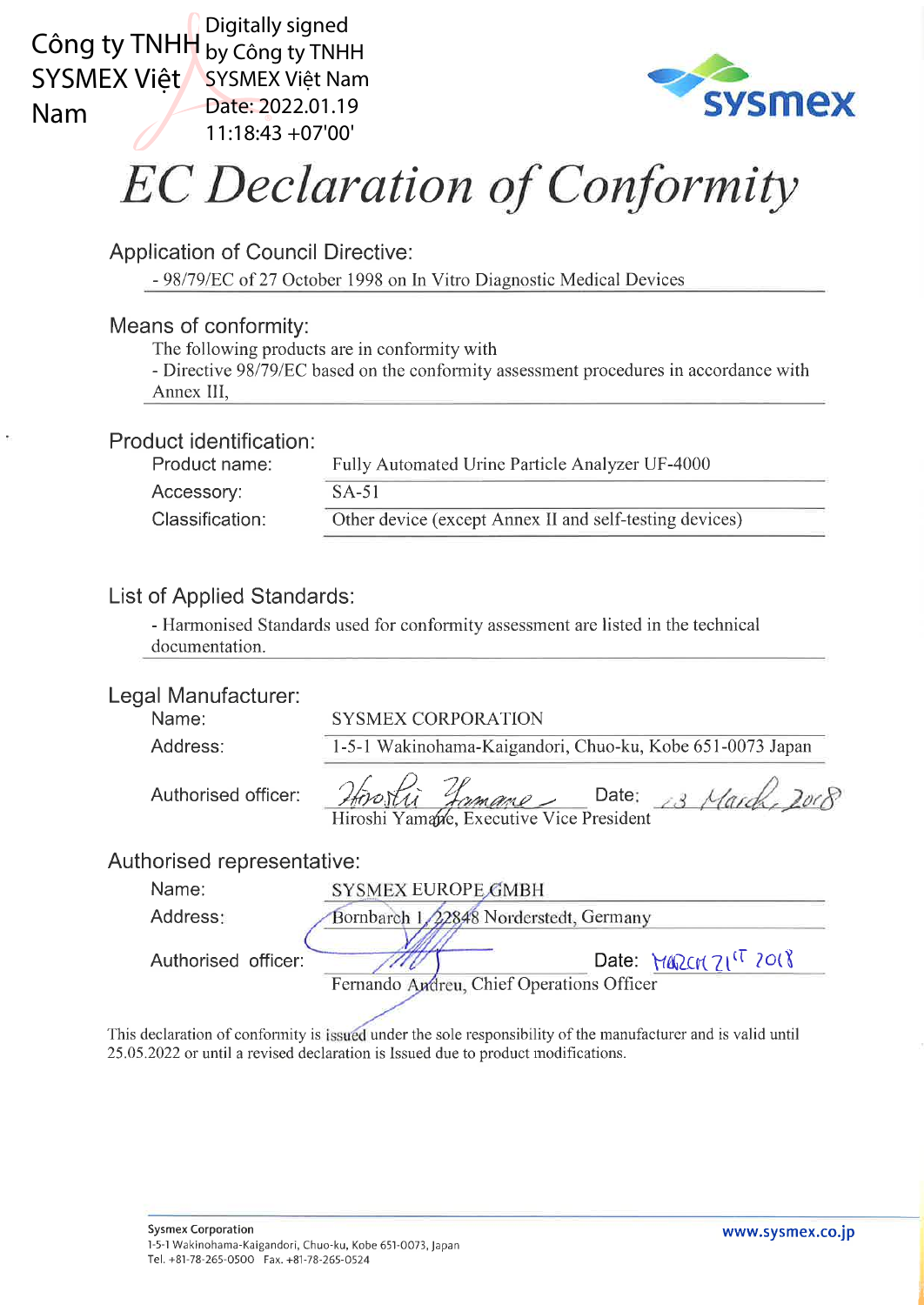Công ty TNHH SYSMEX Việt Nam

Digitally signed by Công ty TNHH SYSMEX Việt Nam
Date: 2022.01.19 11:18:43 +07'00'

# *EC Declaration of Conformity*

## Application of Council Directive:

- 98/79/EC of 27 October 1998 on In Vitro Diagnostic Medical Devices

## Means of conformity:

The following products are in conformity with
- Directive 98/79/EC based on the conformity assessment procedures in accordance with Annex III,

## Product identification:

| | |
|---|---|
| Product name: | Fully Automated Urine Particle Analyzer UF-4000 |
| Accessory: | SA-51 |
| Classification: | Other device (except Annex II and self-testing devices) |

## List of Applied Standards:

- Harmonised Standards used for conformity assessment are listed in the technical documentation.

## Legal Manufacturer:

| | |
|---|---|
| Name: | SYSMEX CORPORATION |
| Address: | 1-5-1 Wakinohama-Kaigandori, Chuo-ku, Kobe 651-0073 Japan |
| Authorised officer: | Hiroshi Yamane, Executive Vice President — Date: 13 March 2018 |

## Authorised representative:

| | |
|---|---|
| Name: | SYSMEX EUROPE GMBH |
| Address: | Bornbarch 1, 22848 Norderstedt, Germany |
| Authorised officer: | Fernando Andreu, Chief Operations Officer — Date: March 21st 2018 |

This declaration of conformity is issued under the sole responsibility of the manufacturer and is valid until 25.05.2022 or until a revised declaration is Issued due to product modifications.

**Sysmex Corporation**
1-5-1 Wakinohama-Kaigandori, Chuo-ku, Kobe 651-0073, Japan
Tel. +81-78-265-0500 Fax. +81-78-265-0524

www.sysmex.co.jp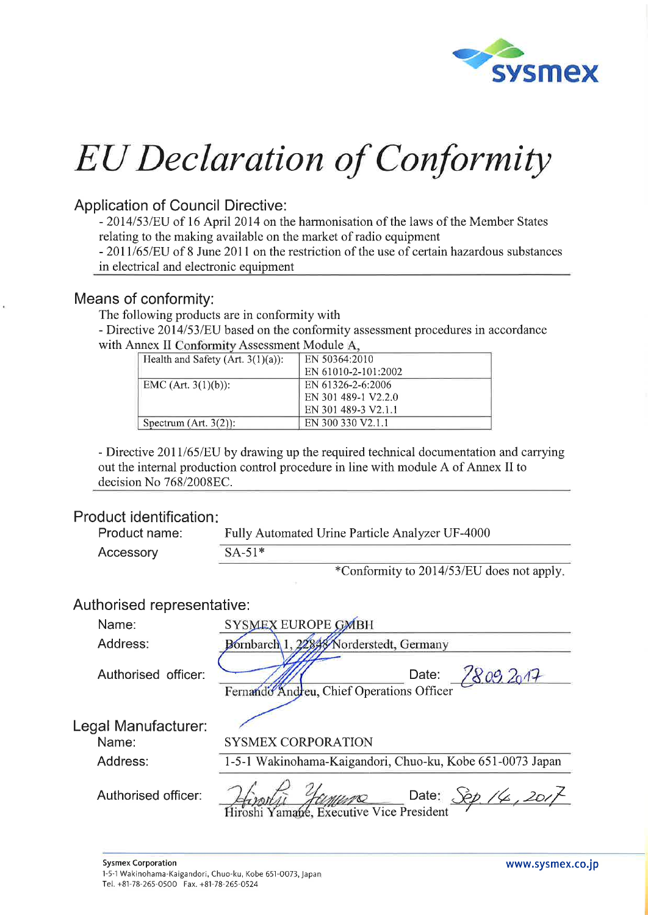# EU Declaration of Conformity

## Application of Council Directive:

- 2014/53/EU of 16 April 2014 on the harmonisation of the laws of the Member States relating to the making available on the market of radio equipment
- 2011/65/EU of 8 June 2011 on the restriction of the use of certain hazardous substances in electrical and electronic equipment

## Means of conformity:

The following products are in conformity with

- Directive 2014/53/EU based on the conformity assessment procedures in accordance with Annex II Conformity Assessment Module A,

| | |
|---|---|
| Health and Safety (Art. 3(1)(a)): | EN 50364:2010<br>EN 61010-2-101:2002 |
| EMC (Art. 3(1)(b)): | EN 61326-2-6:2006<br>EN 301 489-1 V2.2.0<br>EN 301 489-3 V2.1.1 |
| Spectrum (Art. 3(2)): | EN 300 330 V2.1.1 |

- Directive 2011/65/EU by drawing up the required technical documentation and carrying out the internal production control procedure in line with module A of Annex II to decision No 768/2008EC.

## Product identification:

Product name: Fully Automated Urine Particle Analyzer UF-4000

Accessory: SA-51*

*Conformity to 2014/53/EU does not apply.

## Authorised representative:

Name: SYSMEX EUROPE GMBH

Address: Bornbarch 1, 22848 Norderstedt, Germany

Authorised officer: Fernando Andreu, Chief Operations Officer — Date: 28.09.2017

## Legal Manufacturer:

Name: SYSMEX CORPORATION

Address: 1-5-1 Wakinohama-Kaigandori, Chuo-ku, Kobe 651-0073 Japan

Authorised officer: Hiroshi Yamane, Executive Vice President — Date: Sep. 14, 2017

Sysmex Corporation
1-5-1 Wakinohama-Kaigandori, Chuo-ku, Kobe 651-0073, Japan
Tel. +81-78-265-0500 Fax. +81-78-265-0524

www.sysmex.co.jp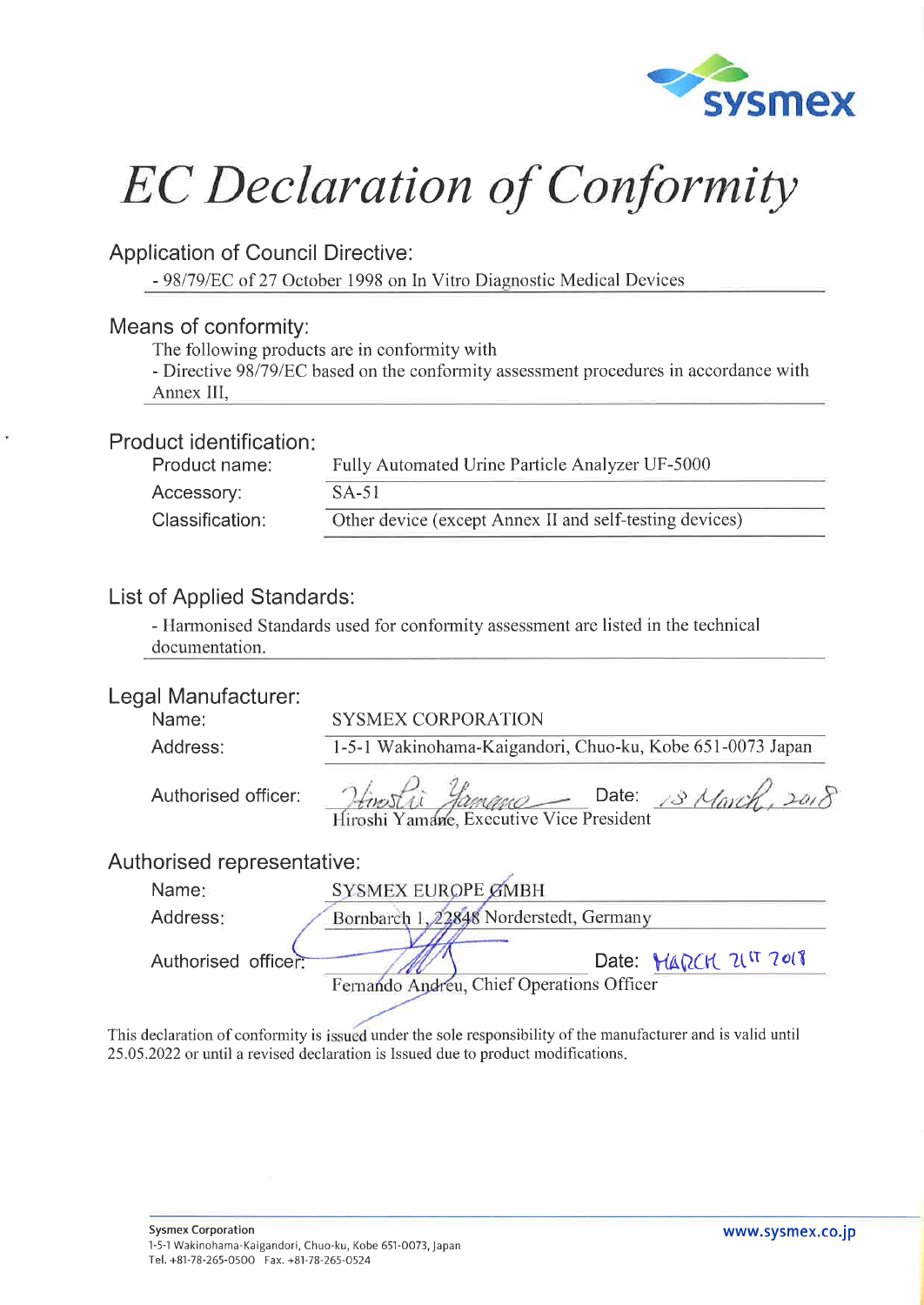# *EC Declaration of Conformity*

## Application of Council Directive:

- 98/79/EC of 27 October 1998 on In Vitro Diagnostic Medical Devices

## Means of conformity:

The following products are in conformity with

- Directive 98/79/EC based on the conformity assessment procedures in accordance with Annex III,

## Product identification:

| | |
|---|---|
| Product name: | Fully Automated Urine Particle Analyzer UF-5000 |
| Accessory: | SA-51 |
| Classification: | Other device (except Annex II and self-testing devices) |

## List of Applied Standards:

- Harmonised Standards used for conformity assessment are listed in the technical documentation.

## Legal Manufacturer:

| | |
|---|---|
| Name: | SYSMEX CORPORATION |
| Address: | 1-5-1 Wakinohama-Kaigandori, Chuo-ku, Kobe 651-0073 Japan |
| Authorised officer: | Hiroshi Yamane, Executive Vice President — Date: 18 March, 2018 |

## Authorised representative:

| | |
|---|---|
| Name: | SYSMEX EUROPE GMBH |
| Address: | Bornbarch 1, 22848 Norderstedt, Germany |
| Authorised officer: | Fernando Andreu, Chief Operations Officer — Date: MARCH 21ST 2018 |

This declaration of conformity is issued under the sole responsibility of the manufacturer and is valid until 25.05.2022 or until a revised declaration is Issued due to product modifications.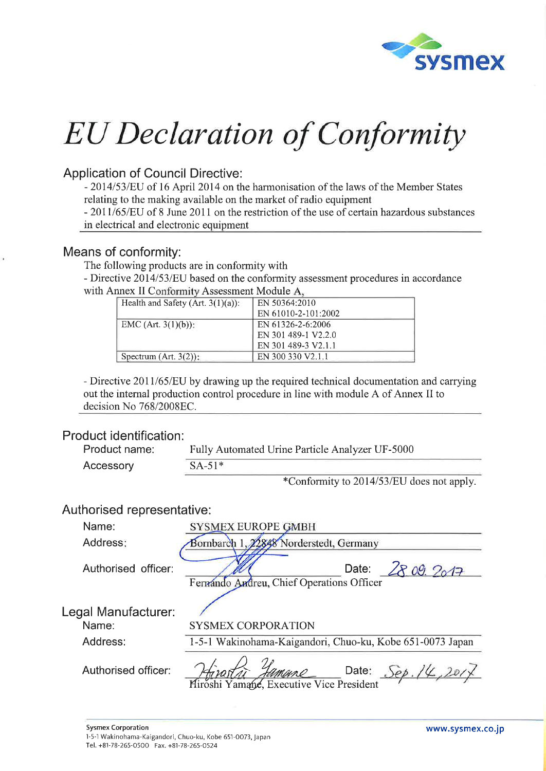# EU Declaration of Conformity

## Application of Council Directive:

- 2014/53/EU of 16 April 2014 on the harmonisation of the laws of the Member States relating to the making available on the market of radio equipment
- 2011/65/EU of 8 June 2011 on the restriction of the use of certain hazardous substances in electrical and electronic equipment

## Means of conformity:

The following products are in conformity with

- Directive 2014/53/EU based on the conformity assessment procedures in accordance with Annex II Conformity Assessment Module A,

| | |
|---|---|
| Health and Safety (Art. 3(1)(a)): | EN 50364:2010<br>EN 61010-2-101:2002 |
| EMC (Art. 3(1)(b)): | EN 61326-2-6:2006<br>EN 301 489-1 V2.2.0<br>EN 301 489-3 V2.1.1 |
| Spectrum (Art. 3(2)): | EN 300 330 V2.1.1 |

- Directive 2011/65/EU by drawing up the required technical documentation and carrying out the internal production control procedure in line with module A of Annex II to decision No 768/2008EC.

## Product identification:

Product name: Fully Automated Urine Particle Analyzer UF-5000

Accessory: SA-51*

*Conformity to 2014/53/EU does not apply.

## Authorised representative:

Name: SYSMEX EUROPE GMBH

Address: Bornbarch 1, 22848 Norderstedt, Germany

Authorised officer: Date: 28.09.2017

Fernando Andreu, Chief Operations Officer

## Legal Manufacturer:

Name: SYSMEX CORPORATION

Address: 1-5-1 Wakinohama-Kaigandori, Chuo-ku, Kobe 651-0073 Japan

Authorised officer: Hiroshi Yamane Date: Sep. 14, 2017

Hiroshi Yamane, Executive Vice President

Sysmex Corporation
1-5-1 Wakinohama-Kaigandori, Chuo-ku, Kobe 651-0073, Japan
Tel. +81-78-265-0500 Fax. +81-78-265-0524

www.sysmex.co.jp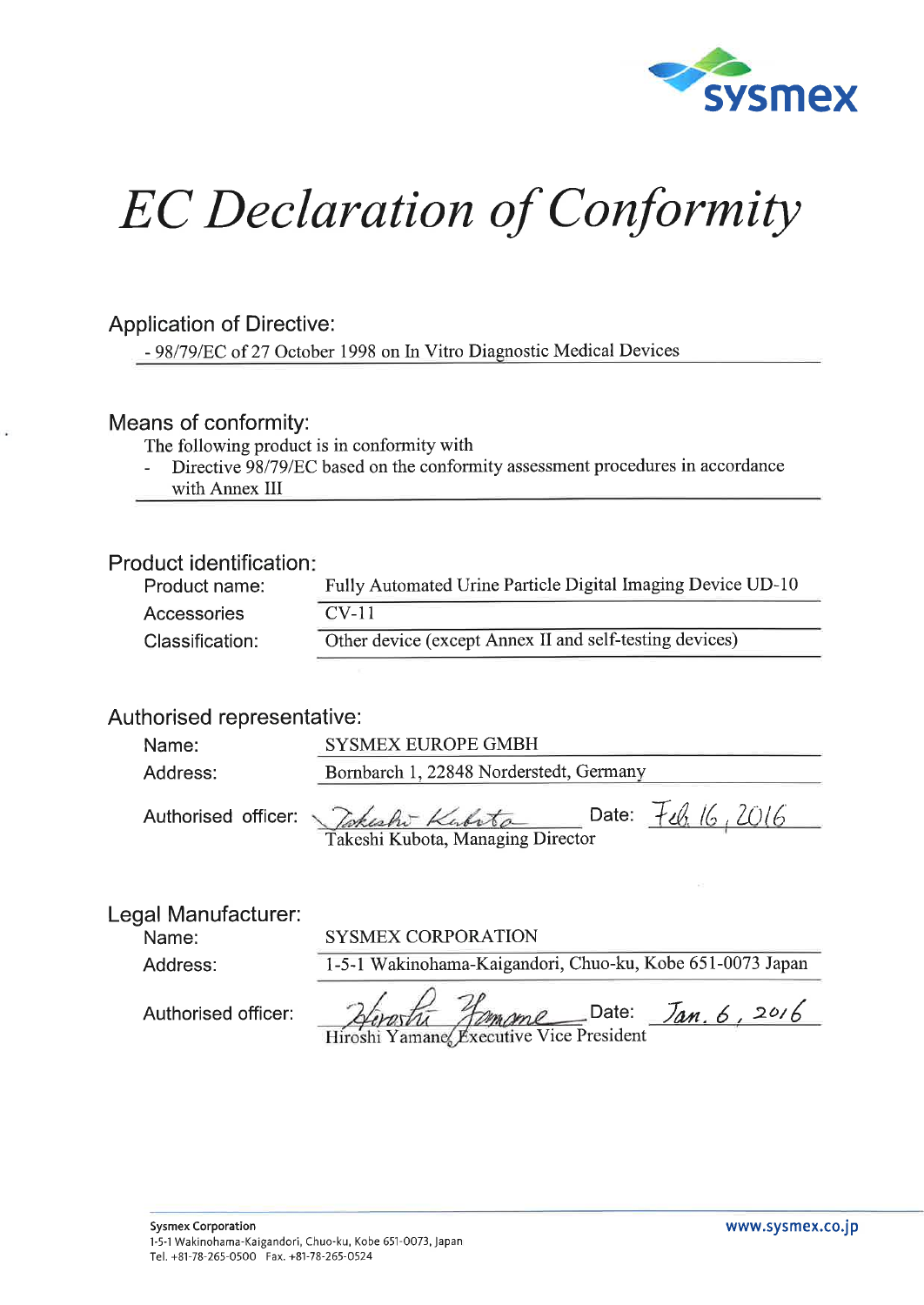# EC Declaration of Conformity

## Application of Directive:

- 98/79/EC of 27 October 1998 on In Vitro Diagnostic Medical Devices

## Means of conformity:

The following product is in conformity with

- Directive 98/79/EC based on the conformity assessment procedures in accordance with Annex III

## Product identification:

| | |
|---|---|
| Product name: | Fully Automated Urine Particle Digital Imaging Device UD-10 |
| Accessories | CV-11 |
| Classification: | Other device (except Annex II and self-testing devices) |

## Authorised representative:

| | |
|---|---|
| Name: | SYSMEX EUROPE GMBH |
| Address: | Bornbarch 1, 22848 Norderstedt, Germany |
| Authorised officer: | Takeshi Kubota, Managing Director — Date: Feb. 16, 2016 |

## Legal Manufacturer:

| | |
|---|---|
| Name: | SYSMEX CORPORATION |
| Address: | 1-5-1 Wakinohama-Kaigandori, Chuo-ku, Kobe 651-0073 Japan |
| Authorised officer: | Hiroshi Yamane, Executive Vice President — Date: Jan. 6, 2016 |

Sysmex Corporation
1-5-1 Wakinohama-Kaigandori, Chuo-ku, Kobe 651-0073, Japan
Tel. +81-78-265-0500 Fax. +81-78-265-0524

www.sysmex.co.jp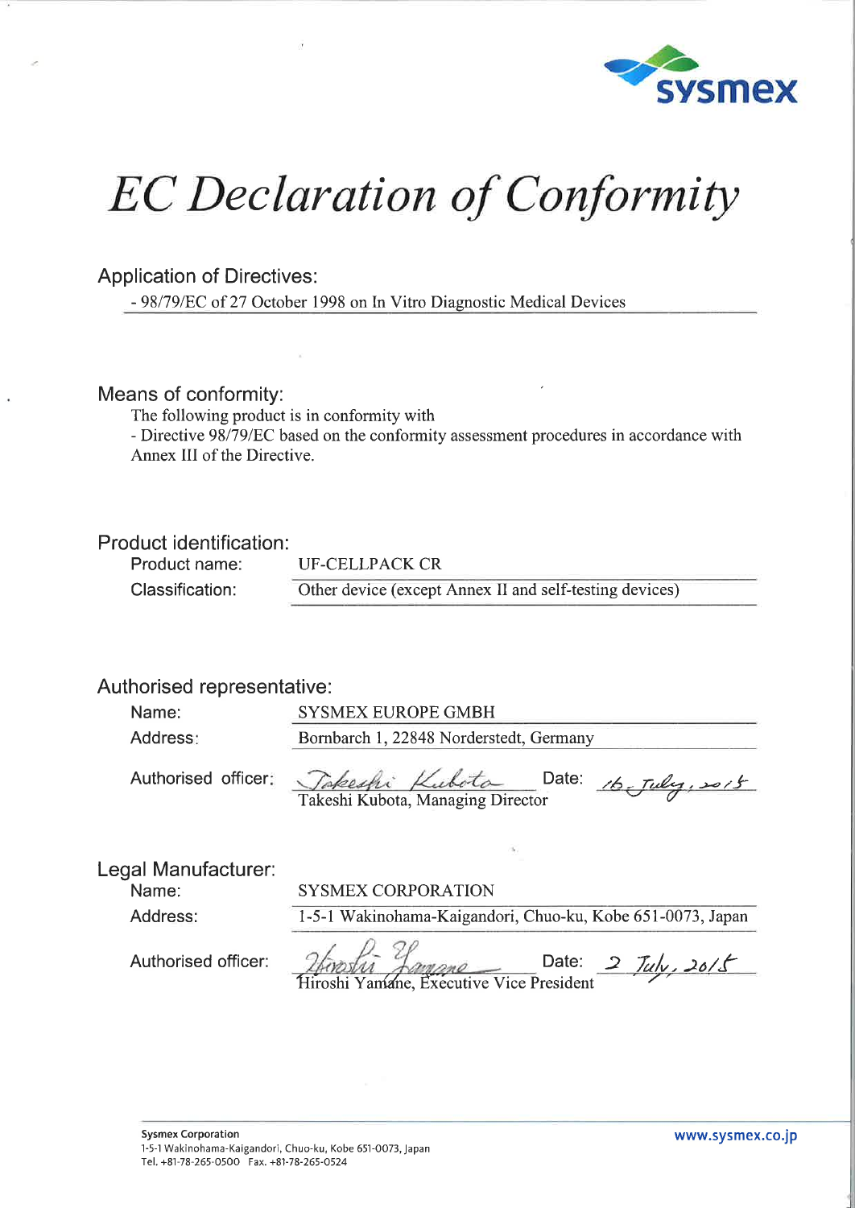sysmex

# *EC Declaration of Conformity*

## Application of Directives:

- 98/79/EC of 27 October 1998 on In Vitro Diagnostic Medical Devices

## Means of conformity:

The following product is in conformity with

- Directive 98/79/EC based on the conformity assessment procedures in accordance with Annex III of the Directive.

## Product identification:

| | |
|---|---|
| Product name: | UF-CELLPACK CR |
| Classification: | Other device (except Annex II and self-testing devices) |

## Authorised representative:

| | |
|---|---|
| Name: | SYSMEX EUROPE GMBH |
| Address: | Bornbarch 1, 22848 Norderstedt, Germany |
| Authorised officer: | *Takeshi Kubota* Date: *16 July, 2015*<br>Takeshi Kubota, Managing Director |

## Legal Manufacturer:

| | |
|---|---|
| Name: | SYSMEX CORPORATION |
| Address: | 1-5-1 Wakinohama-Kaigandori, Chuo-ku, Kobe 651-0073, Japan |
| Authorised officer: | *Hiroshi Yamane* Date: *2 July, 2015*<br>Hiroshi Yamane, Executive Vice President |

**Sysmex Corporation**
1-5-1 Wakinohama-Kaigandori, Chuo-ku, Kobe 651-0073, Japan
Tel. +81-78-265-0500 Fax. +81-78-265-0524

www.sysmex.co.jp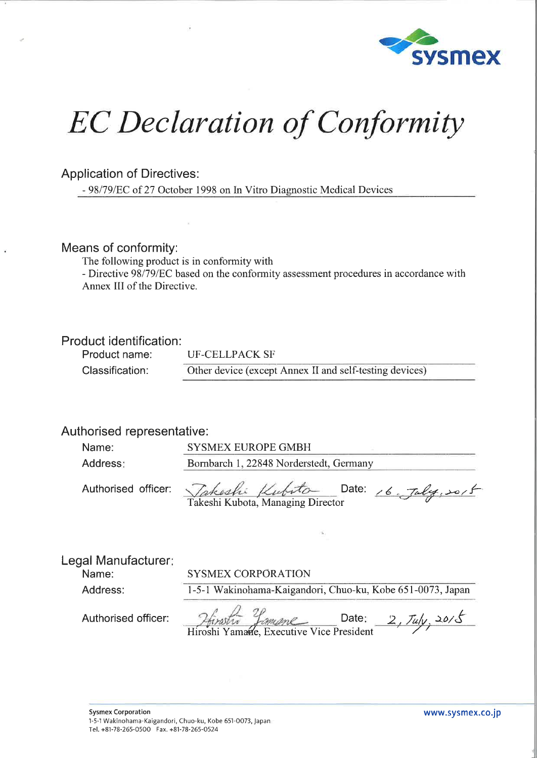# EC Declaration of Conformity

## Application of Directives:

- 98/79/EC of 27 October 1998 on In Vitro Diagnostic Medical Devices

## Means of conformity:

The following product is in conformity with

- Directive 98/79/EC based on the conformity assessment procedures in accordance with Annex III of the Directive.

## Product identification:

| | |
|---|---|
| Product name: | UF-CELLPACK SF |
| Classification: | Other device (except Annex II and self-testing devices) |

## Authorised representative:

| | |
|---|---|
| Name: | SYSMEX EUROPE GMBH |
| Address: | Bornbarch 1, 22848 Norderstedt, Germany |
| Authorised officer: | Takeshi Kubota, Managing Director — Date: 16. July, 2015 |

## Legal Manufacturer:

| | |
|---|---|
| Name: | SYSMEX CORPORATION |
| Address: | 1-5-1 Wakinohama-Kaigandori, Chuo-ku, Kobe 651-0073, Japan |
| Authorised officer: | Hiroshi Yamane, Executive Vice President — Date: 2, July, 2015 |

**Sysmex Corporation**
1-5-1 Wakinohama-Kaigandori, Chuo-ku, Kobe 651-0073, Japan
Tel. +81-78-265-0500 Fax. +81-78-265-0524

www.sysmex.co.jp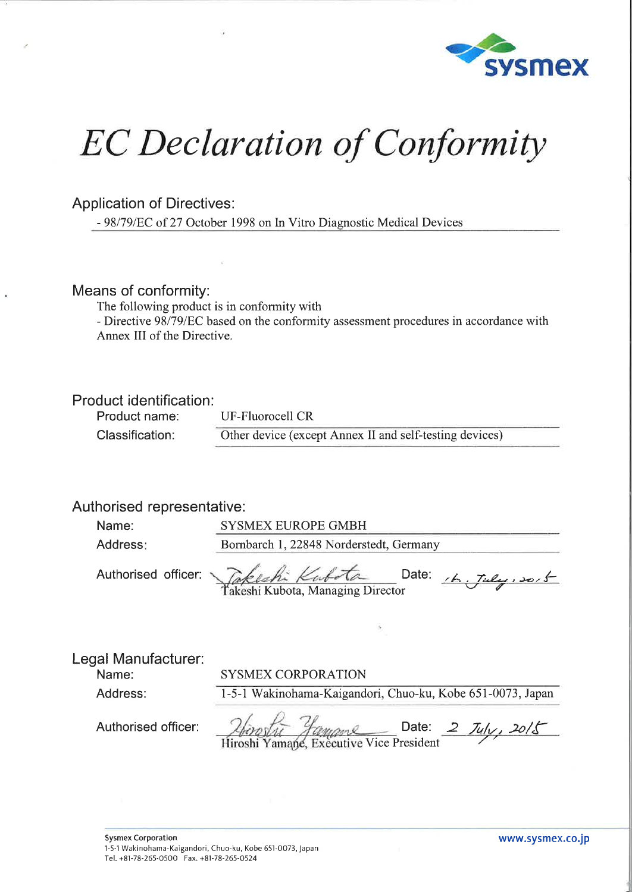# EC Declaration of Conformity

## Application of Directives:

- 98/79/EC of 27 October 1998 on In Vitro Diagnostic Medical Devices

## Means of conformity:

The following product is in conformity with

- Directive 98/79/EC based on the conformity assessment procedures in accordance with Annex III of the Directive.

## Product identification:

| | |
|---|---|
| Product name: | UF-Fluorocell CR |
| Classification: | Other device (except Annex II and self-testing devices) |

## Authorised representative:

| | |
|---|---|
| Name: | SYSMEX EUROPE GMBH |
| Address: | Bornbarch 1, 22848 Norderstedt, Germany |
| Authorised officer: | Takeshi Kubota, Managing Director — Date: 16. July, 2015 |

## Legal Manufacturer:

| | |
|---|---|
| Name: | SYSMEX CORPORATION |
| Address: | 1-5-1 Wakinohama-Kaigandori, Chuo-ku, Kobe 651-0073, Japan |
| Authorised officer: | Hiroshi Yamane, Executive Vice President — Date: 2 July, 2015 |

**Sysmex Corporation**
1-5-1 Wakinohama-Kaigandori, Chuo-ku, Kobe 651-0073, Japan
Tel. +81-78-265-0500 Fax. +81-78-265-0524

www.sysmex.co.jp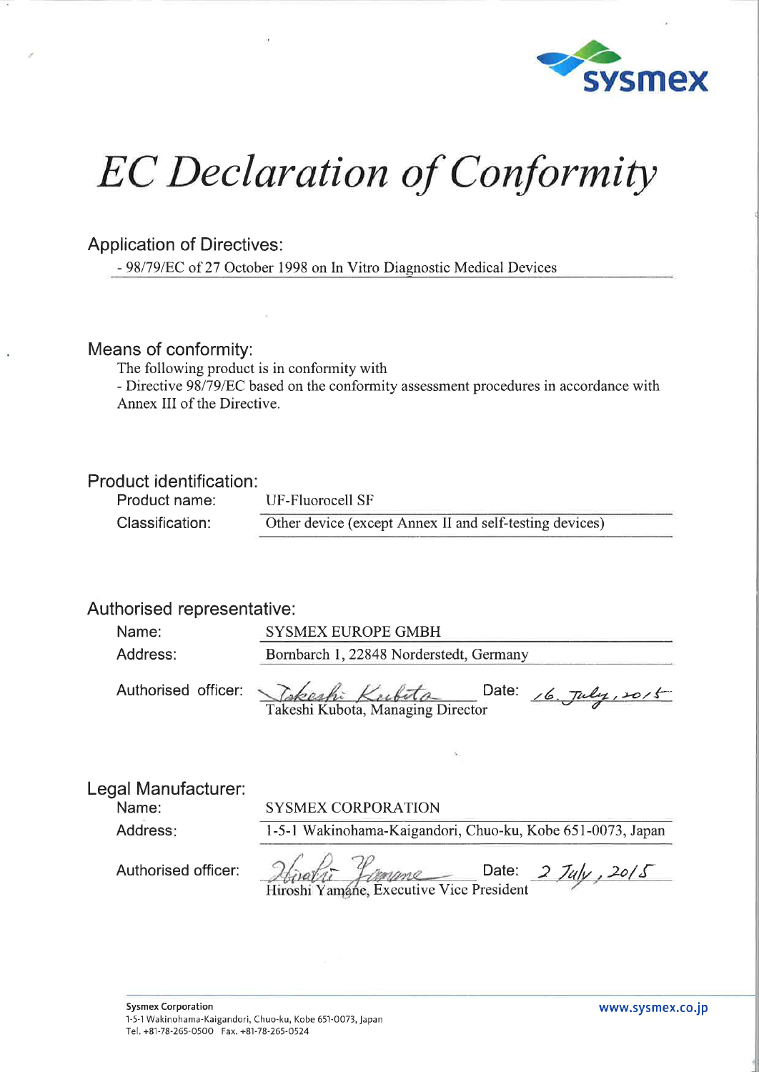# EC Declaration of Conformity

## Application of Directives:

- 98/79/EC of 27 October 1998 on In Vitro Diagnostic Medical Devices

## Means of conformity:

The following product is in conformity with
- Directive 98/79/EC based on the conformity assessment procedures in accordance with Annex III of the Directive.

## Product identification:

| | |
|---|---|
| Product name: | UF-Fluorocell SF |
| Classification: | Other device (except Annex II and self-testing devices) |

## Authorised representative:

| | |
|---|---|
| Name: | SYSMEX EUROPE GMBH |
| Address: | Bornbarch 1, 22848 Norderstedt, Germany |
| Authorised officer: | Takeshi Kubota, Managing Director — Date: 16. July, 2015 |

## Legal Manufacturer:

| | |
|---|---|
| Name: | SYSMEX CORPORATION |
| Address: | 1-5-1 Wakinohama-Kaigandori, Chuo-ku, Kobe 651-0073, Japan |
| Authorised officer: | Hiroshi Yamane, Executive Vice President — Date: 2 July, 2015 |

**Sysmex Corporation**
1-5-1 Wakinohama-Kaigandori, Chuo-ku, Kobe 651-0073, Japan
Tel. +81-78-265-0500 Fax. +81-78-265-0524

www.sysmex.co.jp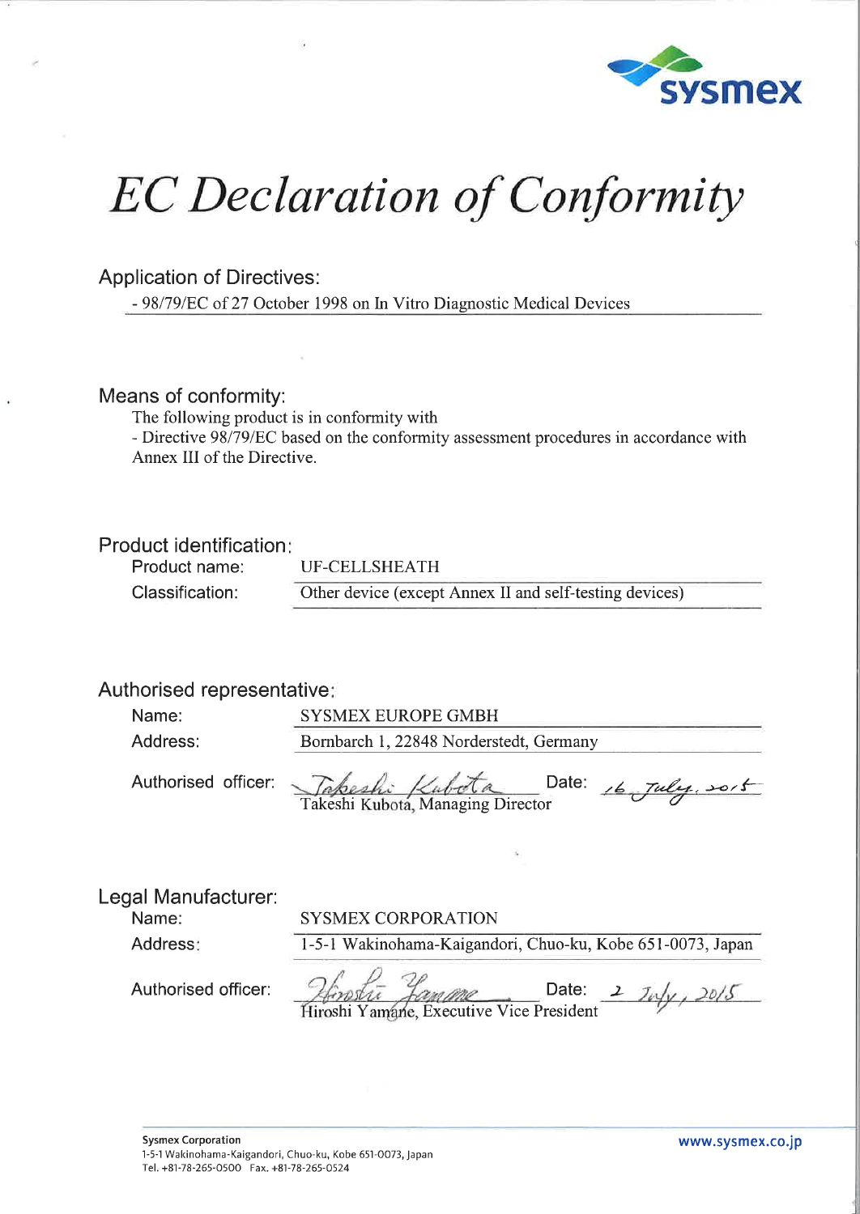# *EC Declaration of Conformity*

## Application of Directives:

- 98/79/EC of 27 October 1998 on In Vitro Diagnostic Medical Devices

## Means of conformity:

The following product is in conformity with
- Directive 98/79/EC based on the conformity assessment procedures in accordance with Annex III of the Directive.

## Product identification:

| | |
|---|---|
| Product name: | UF-CELLSHEATH |
| Classification: | Other device (except Annex II and self-testing devices) |

## Authorised representative:

| | |
|---|---|
| Name: | SYSMEX EUROPE GMBH |
| Address: | Bornbarch 1, 22848 Norderstedt, Germany |

Authorised officer: *Takeshi Kubota* Date: *16 July, 2015*
Takeshi Kubota, Managing Director

## Legal Manufacturer:

| | |
|---|---|
| Name: | SYSMEX CORPORATION |
| Address: | 1-5-1 Wakinohama-Kaigandori, Chuo-ku, Kobe 651-0073, Japan |

Authorised officer: *Hiroshi Yamane* Date: *2 July, 2015*
Hiroshi Yamane, Executive Vice President

**Sysmex Corporation**
1-5-1 Wakinohama-Kaigandori, Chuo-ku, Kobe 651-0073, Japan
Tel. +81-78-265-0500 Fax. +81-78-265-0524

www.sysmex.co.jp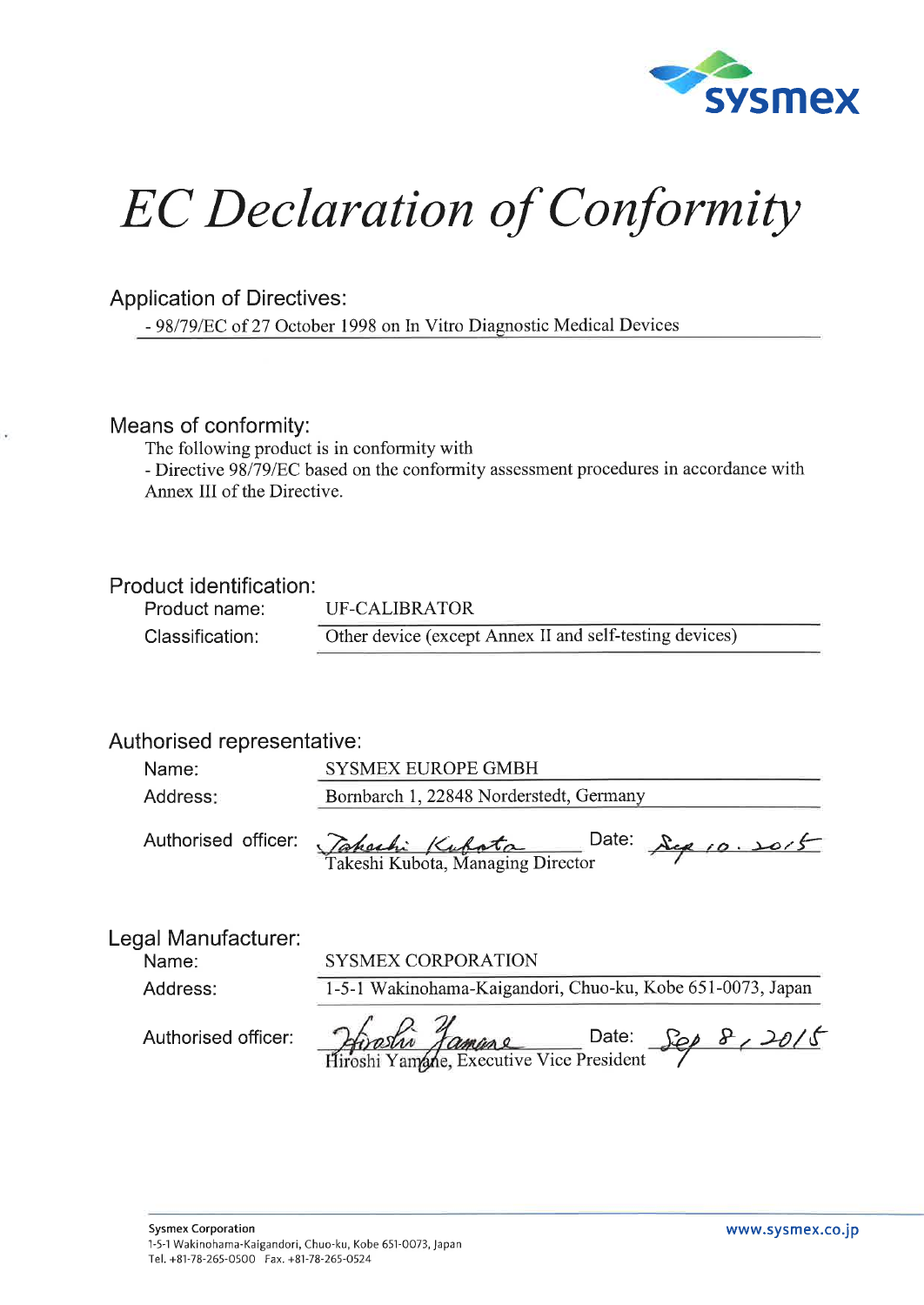# EC Declaration of Conformity

## Application of Directives:

- 98/79/EC of 27 October 1998 on In Vitro Diagnostic Medical Devices

## Means of conformity:

The following product is in conformity with
- Directive 98/79/EC based on the conformity assessment procedures in accordance with Annex III of the Directive.

## Product identification:

| | |
|---|---|
| Product name: | UF-CALIBRATOR |
| Classification: | Other device (except Annex II and self-testing devices) |

## Authorised representative:

| | |
|---|---|
| Name: | SYSMEX EUROPE GMBH |
| Address: | Bornbarch 1, 22848 Norderstedt, Germany |

Authorised officer: *Takeshi Kubota* Date: *Sep 10. 2015*
Takeshi Kubota, Managing Director

## Legal Manufacturer:

| | |
|---|---|
| Name: | SYSMEX CORPORATION |
| Address: | 1-5-1 Wakinohama-Kaigandori, Chuo-ku, Kobe 651-0073, Japan |

Authorised officer: *Hiroshi Yamane* Date: *Sep 8, 2015*
Hiroshi Yamane, Executive Vice President

**Sysmex Corporation**
1-5-1 Wakinohama-Kaigandori, Chuo-ku, Kobe 651-0073, Japan
Tel. +81-78-265-0500 Fax. +81-78-265-0524

www.sysmex.co.jp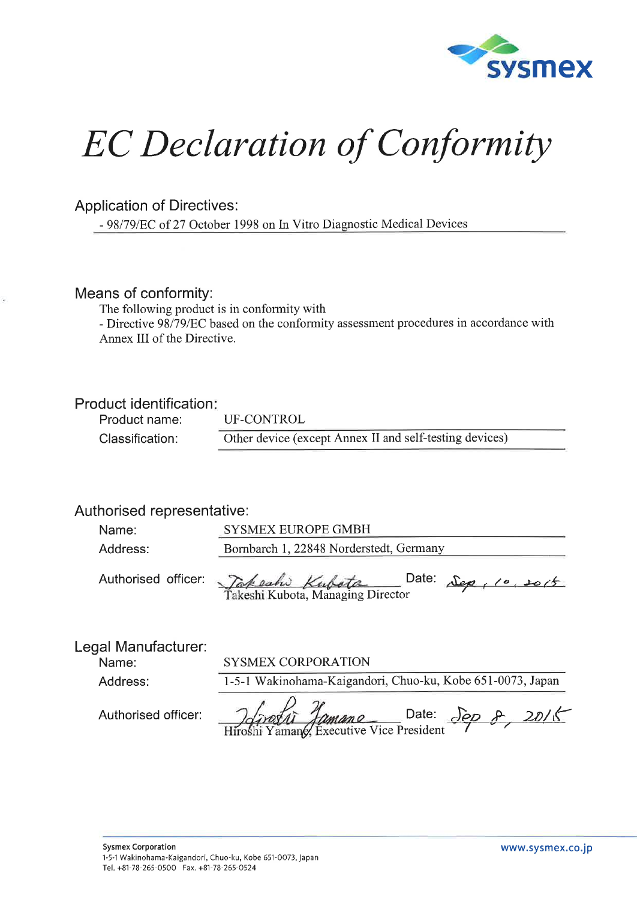sysmex

# *EC Declaration of Conformity*

## Application of Directives:

- 98/79/EC of 27 October 1998 on In Vitro Diagnostic Medical Devices

## Means of conformity:

The following product is in conformity with
- Directive 98/79/EC based on the conformity assessment procedures in accordance with Annex III of the Directive.

## Product identification:

| | |
|---|---|
| Product name: | UF-CONTROL |
| Classification: | Other device (except Annex II and self-testing devices) |

## Authorised representative:

| | |
|---|---|
| Name: | SYSMEX EUROPE GMBH |
| Address: | Bornbarch 1, 22848 Norderstedt, Germany |
| Authorised officer: | *Takeshi Kubota* Takeshi Kubota, Managing Director — Date: *Sep. 10, 2015* |

## Legal Manufacturer:

| | |
|---|---|
| Name: | SYSMEX CORPORATION |
| Address: | 1-5-1 Wakinohama-Kaigandori, Chuo-ku, Kobe 651-0073, Japan |
| Authorised officer: | *Hiroshi Yamane* Hiroshi Yamane, Executive Vice President — Date: *Sep 8, 2015* |

**Sysmex Corporation**
1-5-1 Wakinohama-Kaigandori, Chuo-ku, Kobe 651-0073, Japan
Tel. +81-78-265-0500 Fax. +81-78-265-0524

www.sysmex.co.jp